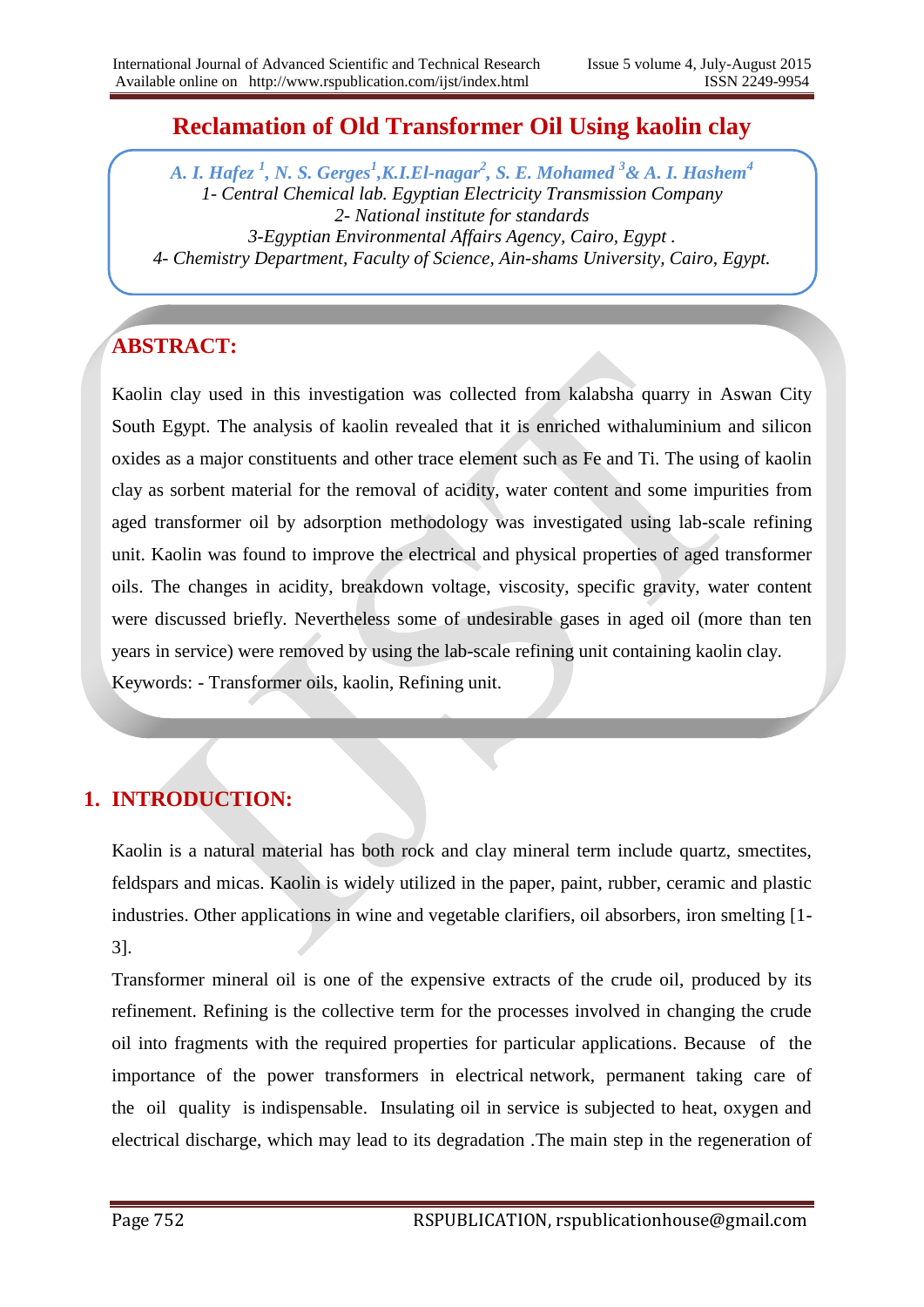# Reclamation of Old Transformer Oil Using kaolin clay

*A. I. Hafez [1], N. S. Gerges[1], K.I.El-nagar[2], S. E. Mohamed [3] & A. I. Hashem[4]*

*1- Central Chemical lab. Egyptian Electricity Transmission Company*
*2- National institute for standards*
*3-Egyptian Environmental Affairs Agency, Cairo, Egypt .*
*4- Chemistry Department, Faculty of Science, Ain-shams University, Cairo, Egypt.*

## ABSTRACT:

Kaolin clay used in this investigation was collected from kalabsha quarry in Aswan City South Egypt. The analysis of kaolin revealed that it is enriched withaluminium and silicon oxides as a major constituents and other trace element such as Fe and Ti. The using of kaolin clay as sorbent material for the removal of acidity, water content and some impurities from aged transformer oil by adsorption methodology was investigated using lab-scale refining unit. Kaolin was found to improve the electrical and physical properties of aged transformer oils. The changes in acidity, breakdown voltage, viscosity, specific gravity, water content were discussed briefly. Nevertheless some of undesirable gases in aged oil (more than ten years in service) were removed by using the lab-scale refining unit containing kaolin clay.

Keywords: - Transformer oils, kaolin, Refining unit.

## 1. INTRODUCTION:

Kaolin is a natural material has both rock and clay mineral term include quartz, smectites, feldspars and micas. Kaolin is widely utilized in the paper, paint, rubber, ceramic and plastic industries. Other applications in wine and vegetable clarifiers, oil absorbers, iron smelting [1-3].

Transformer mineral oil is one of the expensive extracts of the crude oil, produced by its refinement. Refining is the collective term for the processes involved in changing the crude oil into fragments with the required properties for particular applications. Because of the importance of the power transformers in electrical network, permanent taking care of the oil quality is indispensable. Insulating oil in service is subjected to heat, oxygen and electrical discharge, which may lead to its degradation .The main step in the regeneration of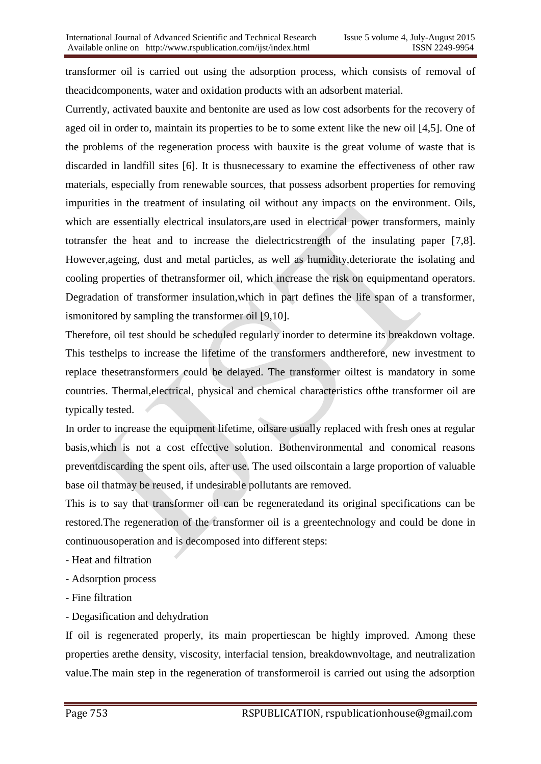transformer oil is carried out using the adsorption process, which consists of removal of theacidcomponents, water and oxidation products with an adsorbent material.

Currently, activated bauxite and bentonite are used as low cost adsorbents for the recovery of aged oil in order to, maintain its properties to be to some extent like the new oil [4,5]. One of the problems of the regeneration process with bauxite is the great volume of waste that is discarded in landfill sites [6]. It is thusnecessary to examine the effectiveness of other raw materials, especially from renewable sources, that possess adsorbent properties for removing impurities in the treatment of insulating oil without any impacts on the environment. Oils, which are essentially electrical insulators,are used in electrical power transformers, mainly totransfer the heat and to increase the dielectricstrength of the insulating paper [7,8]. However,ageing, dust and metal particles, as well as humidity,deteriorate the isolating and cooling properties of thetransformer oil, which increase the risk on equipmentand operators. Degradation of transformer insulation,which in part defines the life span of a transformer, ismonitored by sampling the transformer oil [9,10].

Therefore, oil test should be scheduled regularly inorder to determine its breakdown voltage. This testhelps to increase the lifetime of the transformers andtherefore, new investment to replace thesetransformers could be delayed. The transformer oiltest is mandatory in some countries. Thermal,electrical, physical and chemical characteristics ofthe transformer oil are typically tested.

In order to increase the equipment lifetime, oilsare usually replaced with fresh ones at regular basis,which is not a cost effective solution. Bothenvironmental and conomical reasons preventdiscarding the spent oils, after use. The used oilscontain a large proportion of valuable base oil thatmay be reused, if undesirable pollutants are removed.

This is to say that transformer oil can be regeneratedand its original specifications can be restored.The regeneration of the transformer oil is a greentechnology and could be done in continuousoperation and is decomposed into different steps:

- Heat and filtration
- Adsorption process
- Fine filtration
- Degasification and dehydration

If oil is regenerated properly, its main propertiescan be highly improved. Among these properties arethe density, viscosity, interfacial tension, breakdownvoltage, and neutralization value.The main step in the regeneration of transformeroil is carried out using the adsorption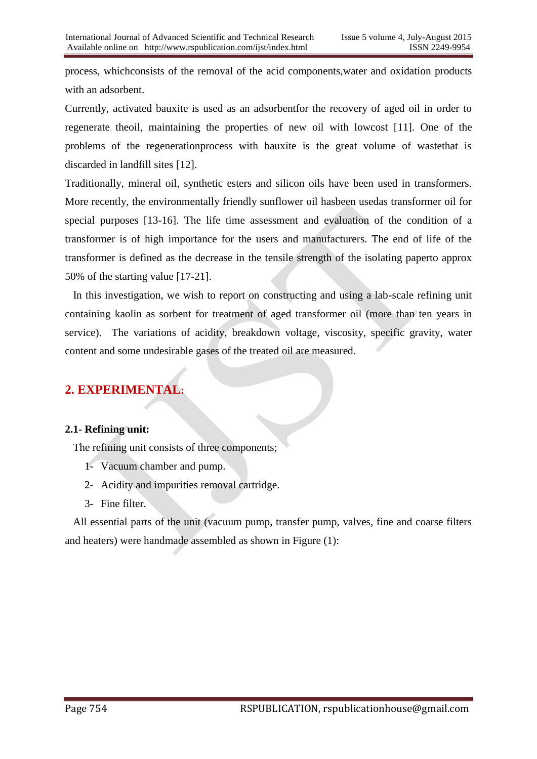process, whichconsists of the removal of the acid components,water and oxidation products with an adsorbent.

Currently, activated bauxite is used as an adsorbentfor the recovery of aged oil in order to regenerate theoil, maintaining the properties of new oil with lowcost [11]. One of the problems of the regenerationprocess with bauxite is the great volume of wastethat is discarded in landfill sites [12].

Traditionally, mineral oil, synthetic esters and silicon oils have been used in transformers. More recently, the environmentally friendly sunflower oil hasbeen usedas transformer oil for special purposes [13-16]. The life time assessment and evaluation of the condition of a transformer is of high importance for the users and manufacturers. The end of life of the transformer is defined as the decrease in the tensile strength of the isolating paperto approx 50% of the starting value [17-21].

In this investigation, we wish to report on constructing and using a lab-scale refining unit containing kaolin as sorbent for treatment of aged transformer oil (more than ten years in service). The variations of acidity, breakdown voltage, viscosity, specific gravity, water content and some undesirable gases of the treated oil are measured.

## 2. EXPERIMENTAL:

### 2.1- Refining unit:

The refining unit consists of three components;

1- Vacuum chamber and pump.
2- Acidity and impurities removal cartridge.
3- Fine filter.

All essential parts of the unit (vacuum pump, transfer pump, valves, fine and coarse filters and heaters) were handmade assembled as shown in Figure (1):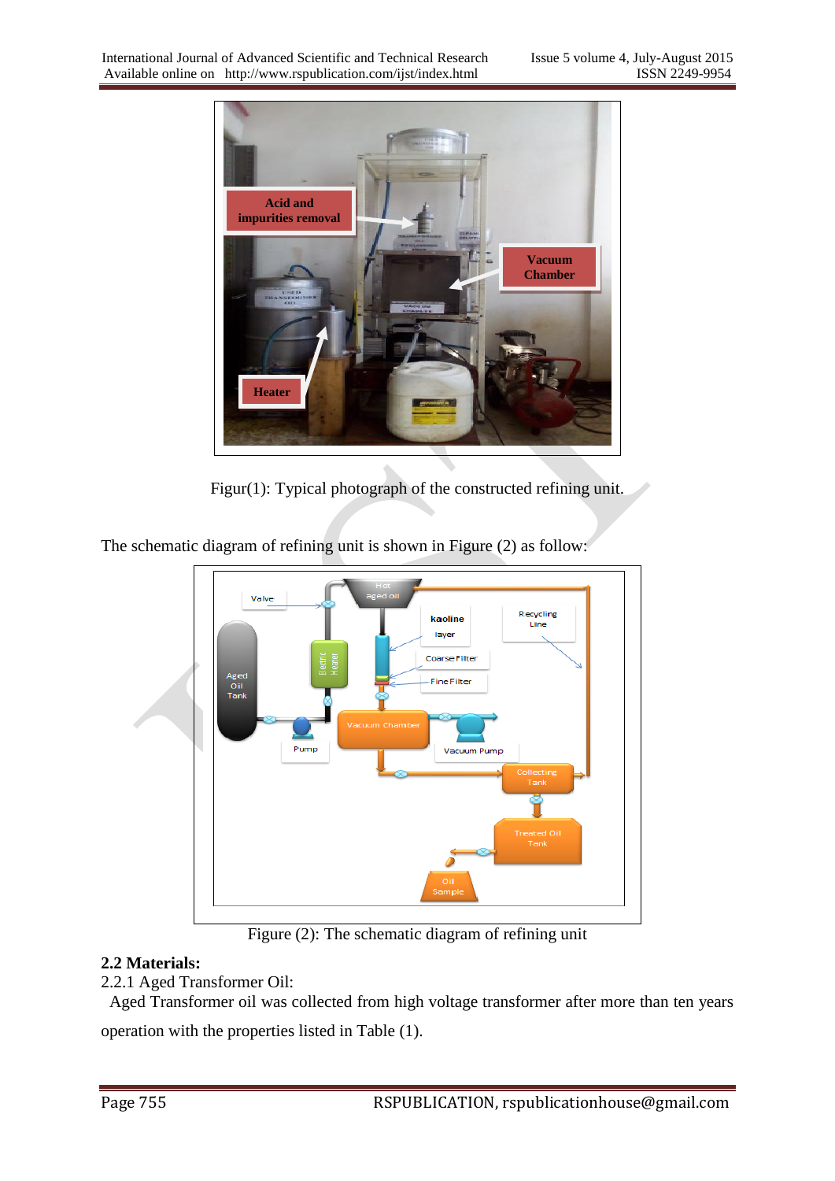Figur(1): Typical photograph of the constructed refining unit.

The schematic diagram of refining unit is shown in Figure (2) as follow:

Figure (2): The schematic diagram of refining unit

## 2.2 Materials:

2.2.1 Aged Transformer Oil:

Aged Transformer oil was collected from high voltage transformer after more than ten years operation with the properties listed in Table (1).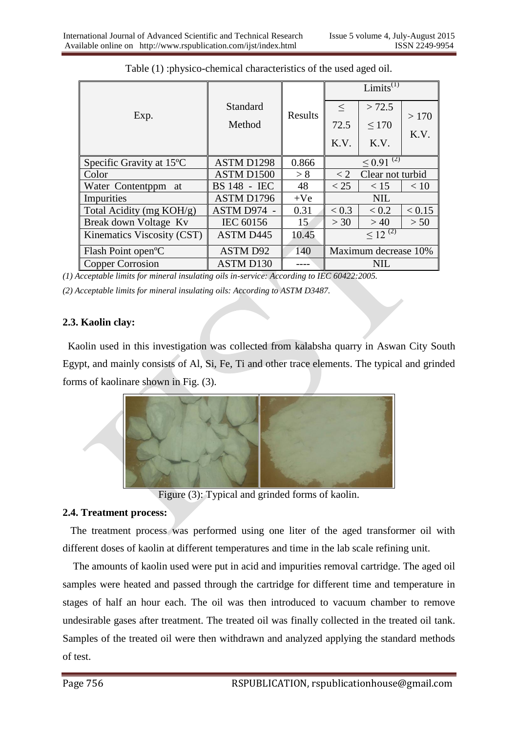Table (1) :physico-chemical characteristics of the used aged oil.

| Exp. | Standard Method | Results | Limits[(1)] | | |
|---|---|---|---|---|---|
| | | | ≤ 72.5 K.V. | > 72.5 ≤ 170 K.V. | > 170 K.V. |
| Specific Gravity at 15ºC | ASTM D1298 | 0.866 | ≤ 0.91 [(2)] | | |
| Color | ASTM D1500 | > 8 | < 2 Clear not turbid | | |
| Water Contentppm at | BS 148 - IEC | 48 | < 25 | < 15 | < 10 |
| Impurities | ASTM D1796 | +Ve | NIL | | |
| Total Acidity (mg KOH/g) | ASTM D974 - | 0.31 | < 0.3 | < 0.2 | < 0.15 |
| Break down Voltage Kv | IEC 60156 | 15 | > 30 | > 40 | > 50 |
| Kinematics Viscosity (CST) | ASTM D445 | 10.45 | ≤ 12 [(2)] | | |
| Flash Point openºC | ASTM D92 | 140 | Maximum decrease 10% | | |
| Copper Corrosion | ASTM D130 | ---- | NIL | | |

*(1) Acceptable limits for mineral insulating oils in-service: According to IEC 60422:2005.*

*(2) Acceptable limits for mineral insulating oils: According to ASTM D3487.*

### 2.3. Kaolin clay:

Kaolin used in this investigation was collected from kalabsha quarry in Aswan City South Egypt, and mainly consists of Al, Si, Fe, Ti and other trace elements. The typical and grinded forms of kaolinare shown in Fig. (3).

Figure (3): Typical and grinded forms of kaolin.

### 2.4. Treatment process:

The treatment process was performed using one liter of the aged transformer oil with different doses of kaolin at different temperatures and time in the lab scale refining unit.

The amounts of kaolin used were put in acid and impurities removal cartridge. The aged oil samples were heated and passed through the cartridge for different time and temperature in stages of half an hour each. The oil was then introduced to vacuum chamber to remove undesirable gases after treatment. The treated oil was finally collected in the treated oil tank. Samples of the treated oil were then withdrawn and analyzed applying the standard methods of test.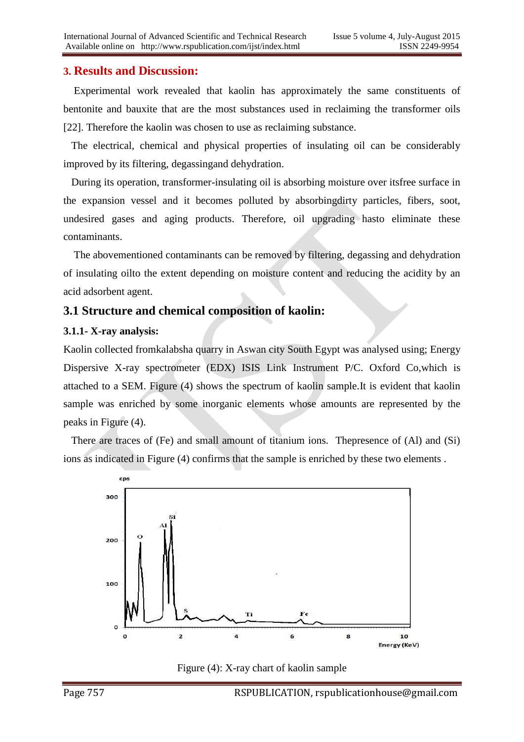## 3. Results and Discussion:

Experimental work revealed that kaolin has approximately the same constituents of bentonite and bauxite that are the most substances used in reclaiming the transformer oils [22]. Therefore the kaolin was chosen to use as reclaiming substance.

The electrical, chemical and physical properties of insulating oil can be considerably improved by its filtering, degassingand dehydration.

During its operation, transformer-insulating oil is absorbing moisture over itsfree surface in the expansion vessel and it becomes polluted by absorbingdirty particles, fibers, soot, undesired gases and aging products. Therefore, oil upgrading hasto eliminate these contaminants.

The abovementioned contaminants can be removed by filtering, degassing and dehydration of insulating oilto the extent depending on moisture content and reducing the acidity by an acid adsorbent agent.

### 3.1 Structure and chemical composition of kaolin:

#### 3.1.1- X-ray analysis:

Kaolin collected fromkalabsha quarry in Aswan city South Egypt was analysed using; Energy Dispersive X-ray spectrometer (EDX) ISIS Link Instrument P/C. Oxford Co,which is attached to a SEM. Figure (4) shows the spectrum of kaolin sample.It is evident that kaolin sample was enriched by some inorganic elements whose amounts are represented by the peaks in Figure (4).

There are traces of (Fe) and small amount of titanium ions. Thepresence of (Al) and (Si) ions as indicated in Figure (4) confirms that the sample is enriched by these two elements .

Figure (4): X-ray chart of kaolin sample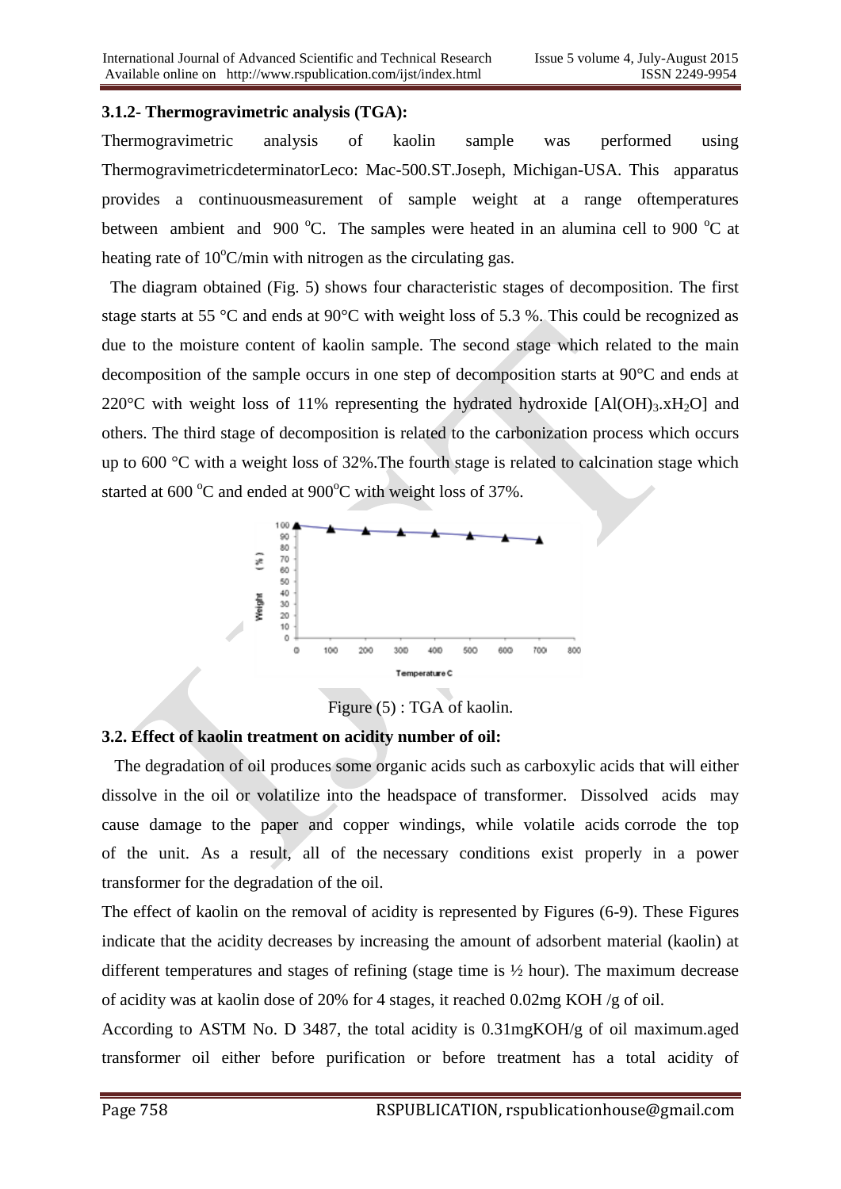### 3.1.2- Thermogravimetric analysis (TGA):

Thermogravimetric analysis of kaolin sample was performed using ThermogravimetricdeterminatorLeco: Mac-500.ST.Joseph, Michigan-USA. This apparatus provides a continuousmeasurement of sample weight at a range oftemperatures between ambient and 900 $^{o}$C. The samples were heated in an alumina cell to 900 $^{o}$C at heating rate of 10$^{o}$C/min with nitrogen as the circulating gas.

The diagram obtained (Fig. 5) shows four characteristic stages of decomposition. The first stage starts at 55 °C and ends at 90°C with weight loss of 5.3 %. This could be recognized as due to the moisture content of kaolin sample. The second stage which related to the main decomposition of the sample occurs in one step of decomposition starts at 90°C and ends at 220°C with weight loss of 11% representing the hydrated hydroxide [$Al(OH)_3.xH_2O$] and others. The third stage of decomposition is related to the carbonization process which occurs up to 600 °C with a weight loss of 32%.The fourth stage is related to calcination stage which started at 600 $^{o}$C and ended at 900$^{o}$C with weight loss of 37%.

Figure (5) : TGA of kaolin.

### 3.2. Effect of kaolin treatment on acidity number of oil:

The degradation of oil produces some organic acids such as carboxylic acids that will either dissolve in the oil or volatilize into the headspace of transformer. Dissolved acids may cause damage to the paper and copper windings, while volatile acids corrode the top of the unit. As a result, all of the necessary conditions exist properly in a power transformer for the degradation of the oil.

The effect of kaolin on the removal of acidity is represented by Figures (6-9). These Figures indicate that the acidity decreases by increasing the amount of adsorbent material (kaolin) at different temperatures and stages of refining (stage time is ½ hour). The maximum decrease of acidity was at kaolin dose of 20% for 4 stages, it reached 0.02mg KOH /g of oil.

According to ASTM No. D 3487, the total acidity is 0.31mgKOH/g of oil maximum.aged transformer oil either before purification or before treatment has a total acidity of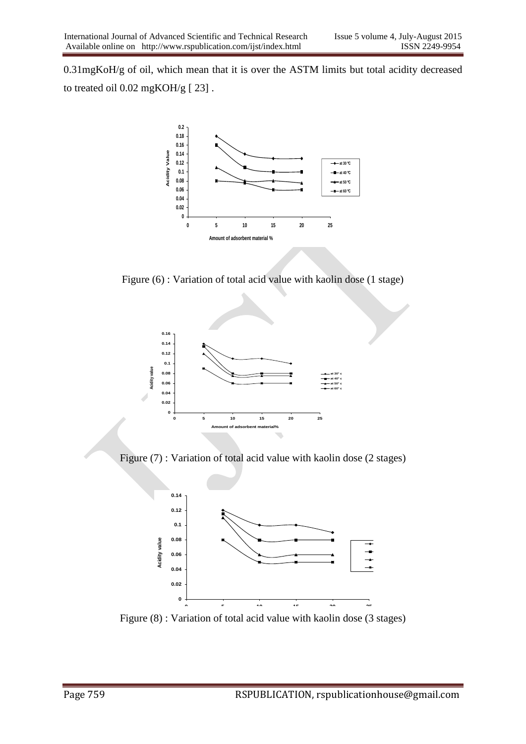0.31mgKoH/g of oil, which mean that it is over the ASTM limits but total acidity decreased to treated oil 0.02 mgKOH/g [ 23] .

Figure (6) : Variation of total acid value with kaolin dose (1 stage)

Figure (7) : Variation of total acid value with kaolin dose (2 stages)

Figure (8) : Variation of total acid value with kaolin dose (3 stages)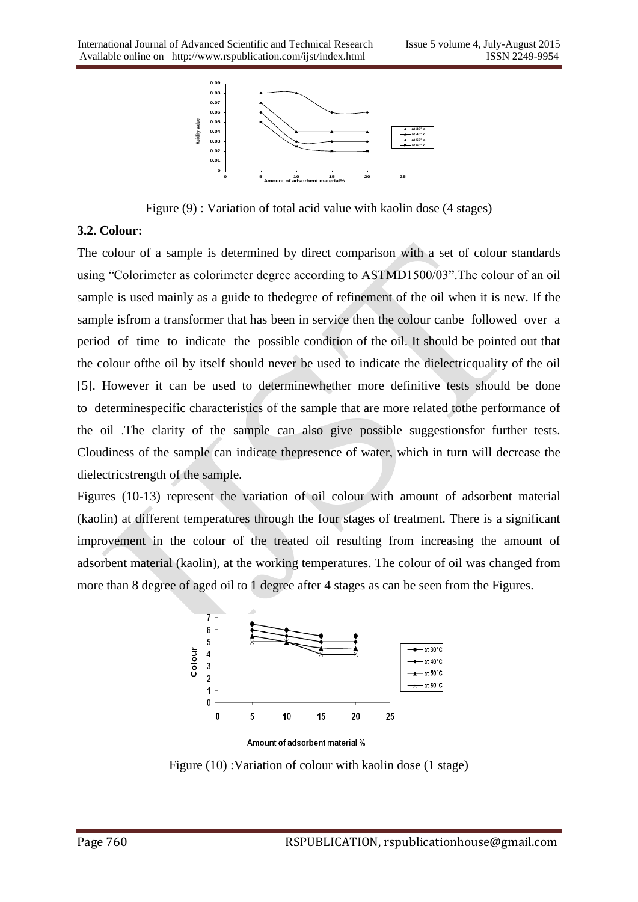Figure (9) : Variation of total acid value with kaolin dose (4 stages)

### 3.2. Colour:

The colour of a sample is determined by direct comparison with a set of colour standards using "Colorimeter as colorimeter degree according to ASTMD1500/03".The colour of an oil sample is used mainly as a guide to thedegree of refinement of the oil when it is new. If the sample isfrom a transformer that has been in service then the colour canbe followed over a period of time to indicate the possible condition of the oil. It should be pointed out that the colour ofthe oil by itself should never be used to indicate the dielectricquality of the oil [5]. However it can be used to determinewhether more definitive tests should be done to determinespecific characteristics of the sample that are more related tothe performance of the oil .The clarity of the sample can also give possible suggestionsfor further tests. Cloudiness of the sample can indicate thepresence of water, which in turn will decrease the dielectricstrength of the sample.

Figures (10-13) represent the variation of oil colour with amount of adsorbent material (kaolin) at different temperatures through the four stages of treatment. There is a significant improvement in the colour of the treated oil resulting from increasing the amount of adsorbent material (kaolin), at the working temperatures. The colour of oil was changed from more than 8 degree of aged oil to 1 degree after 4 stages as can be seen from the Figures.

Figure (10) :Variation of colour with kaolin dose (1 stage)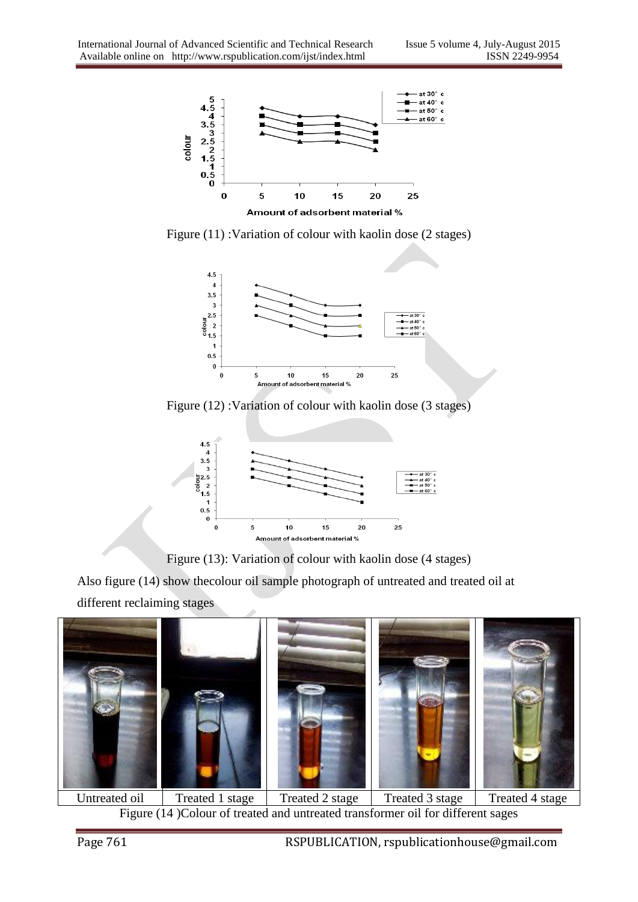Figure (11) :Variation of colour with kaolin dose (2 stages)

Figure (12) :Variation of colour with kaolin dose (3 stages)

Figure (13): Variation of colour with kaolin dose (4 stages)

Also figure (14) show thecolour oil sample photograph of untreated and treated oil at different reclaiming stages

| Untreated oil | Treated 1 stage | Treated 2 stage | Treated 3 stage | Treated 4 stage |
| --- | --- | --- | --- | --- |

Figure (14 )Colour of treated and untreated transformer oil for different sages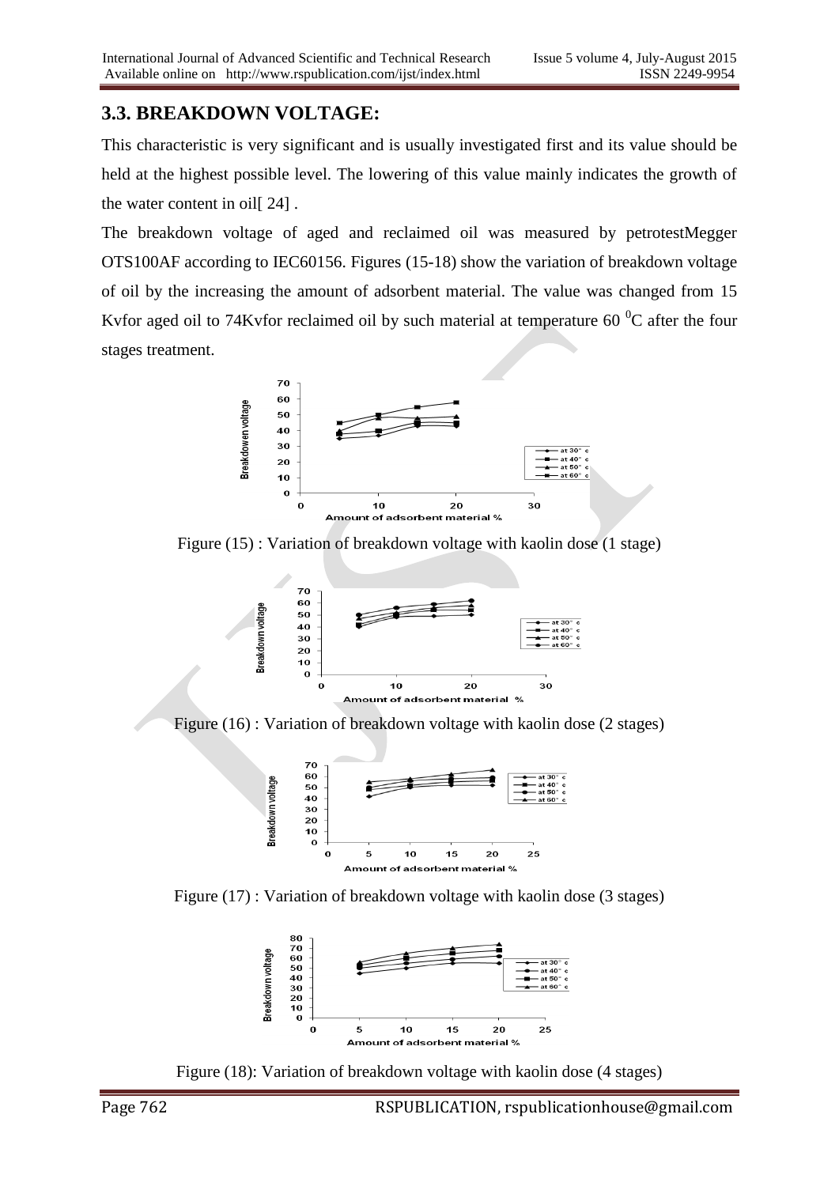## 3.3. BREAKDOWN VOLTAGE:

This characteristic is very significant and is usually investigated first and its value should be held at the highest possible level. The lowering of this value mainly indicates the growth of the water content in oil[ 24] .

The breakdown voltage of aged and reclaimed oil was measured by petrotestMegger OTS100AF according to IEC60156. Figures (15-18) show the variation of breakdown voltage of oil by the increasing the amount of adsorbent material. The value was changed from 15 Kvfor aged oil to 74Kvfor reclaimed oil by such material at temperature 60 $^0$C after the four stages treatment.

Figure (15) : Variation of breakdown voltage with kaolin dose (1 stage)

Figure (16) : Variation of breakdown voltage with kaolin dose (2 stages)

Figure (17) : Variation of breakdown voltage with kaolin dose (3 stages)

Figure (18): Variation of breakdown voltage with kaolin dose (4 stages)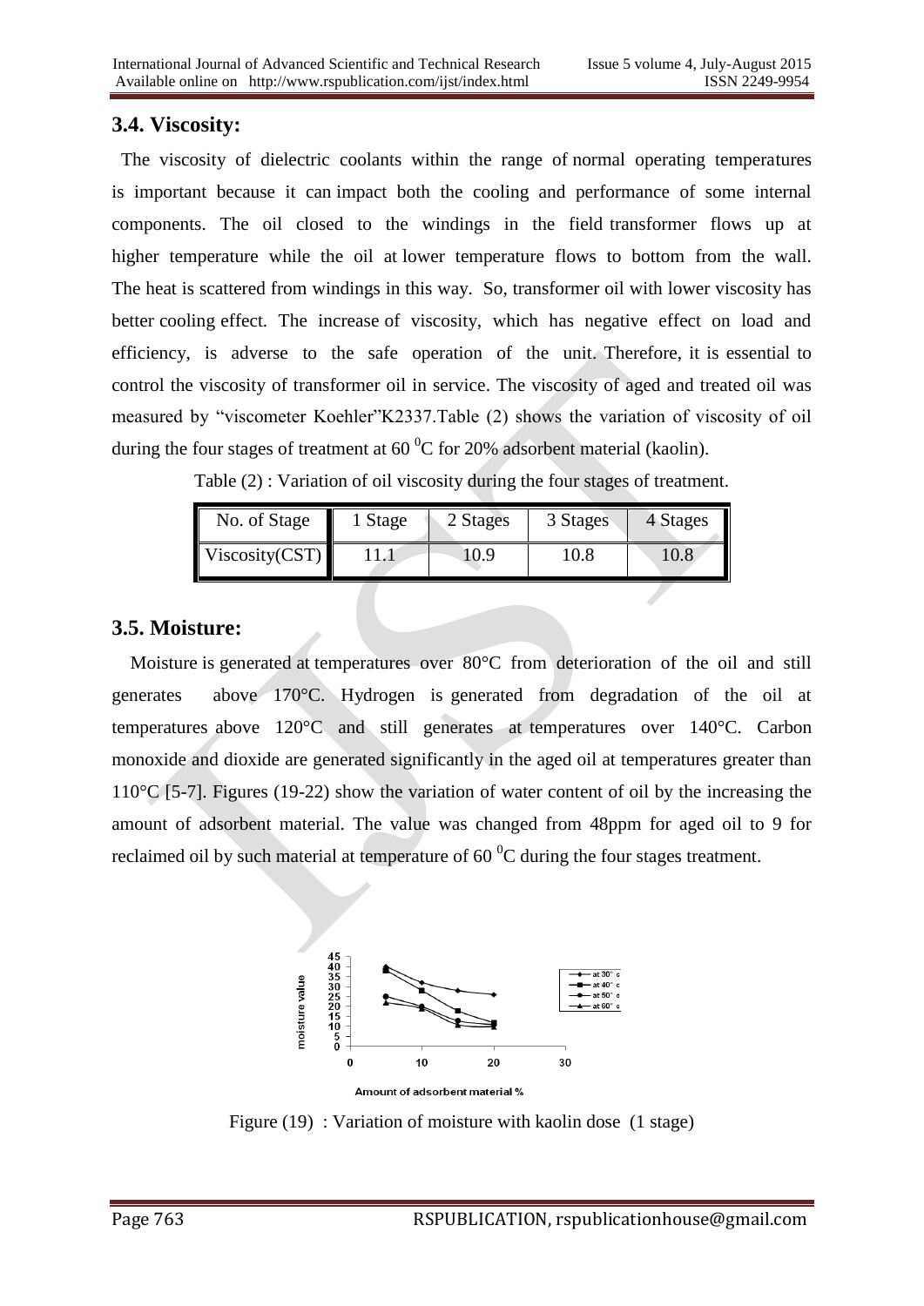## 3.4. Viscosity:

The viscosity of dielectric coolants within the range of normal operating temperatures is important because it can impact both the cooling and performance of some internal components. The oil closed to the windings in the field transformer flows up at higher temperature while the oil at lower temperature flows to bottom from the wall. The heat is scattered from windings in this way. So, transformer oil with lower viscosity has better cooling effect. The increase of viscosity, which has negative effect on load and efficiency, is adverse to the safe operation of the unit. Therefore, it is essential to control the viscosity of transformer oil in service. The viscosity of aged and treated oil was measured by "viscometer Koehler"K2337.Table (2) shows the variation of viscosity of oil during the four stages of treatment at 60 $^{0}$C for 20% adsorbent material (kaolin).

Table (2) : Variation of oil viscosity during the four stages of treatment.

| No. of Stage | 1 Stage | 2 Stages | 3 Stages | 4 Stages |
|---|---|---|---|---|
| Viscosity(CST) | 11.1 | 10.9 | 10.8 | 10.8 |

## 3.5. Moisture:

Moisture is generated at temperatures over 80°C from deterioration of the oil and still generates above 170°C. Hydrogen is generated from degradation of the oil at temperatures above 120°C and still generates at temperatures over 140°C. Carbon monoxide and dioxide are generated significantly in the aged oil at temperatures greater than 110°C [5-7]. Figures (19-22) show the variation of water content of oil by the increasing the amount of adsorbent material. The value was changed from 48ppm for aged oil to 9 for reclaimed oil by such material at temperature of 60 $^{0}$C during the four stages treatment.

Figure (19) : Variation of moisture with kaolin dose (1 stage)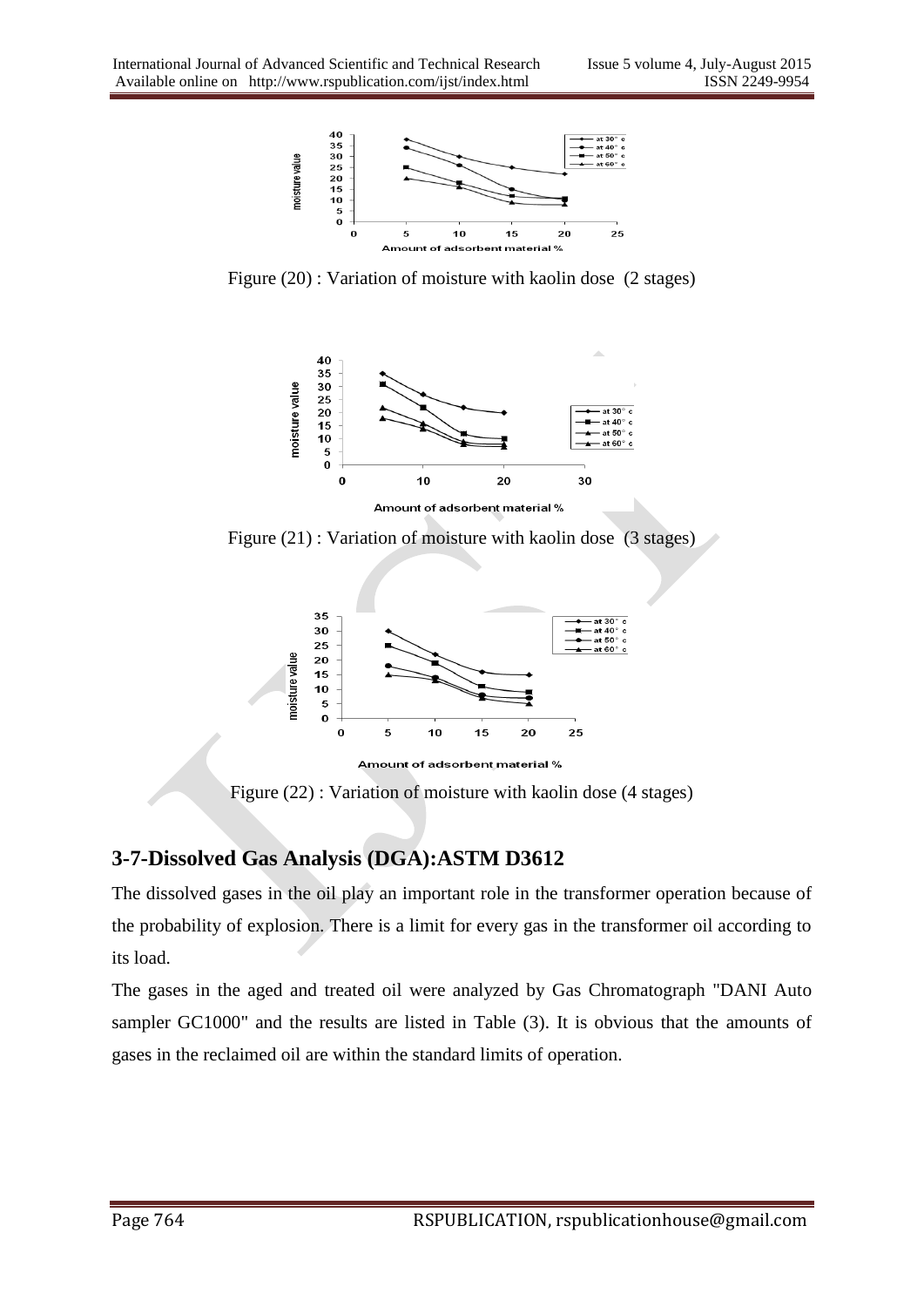Figure (20) : Variation of moisture with kaolin dose (2 stages)

Figure (21) : Variation of moisture with kaolin dose (3 stages)

Figure (22) : Variation of moisture with kaolin dose (4 stages)

## 3-7-Dissolved Gas Analysis (DGA):ASTM D3612

The dissolved gases in the oil play an important role in the transformer operation because of the probability of explosion. There is a limit for every gas in the transformer oil according to its load.

The gases in the aged and treated oil were analyzed by Gas Chromatograph "DANI Auto sampler GC1000" and the results are listed in Table (3). It is obvious that the amounts of gases in the reclaimed oil are within the standard limits of operation.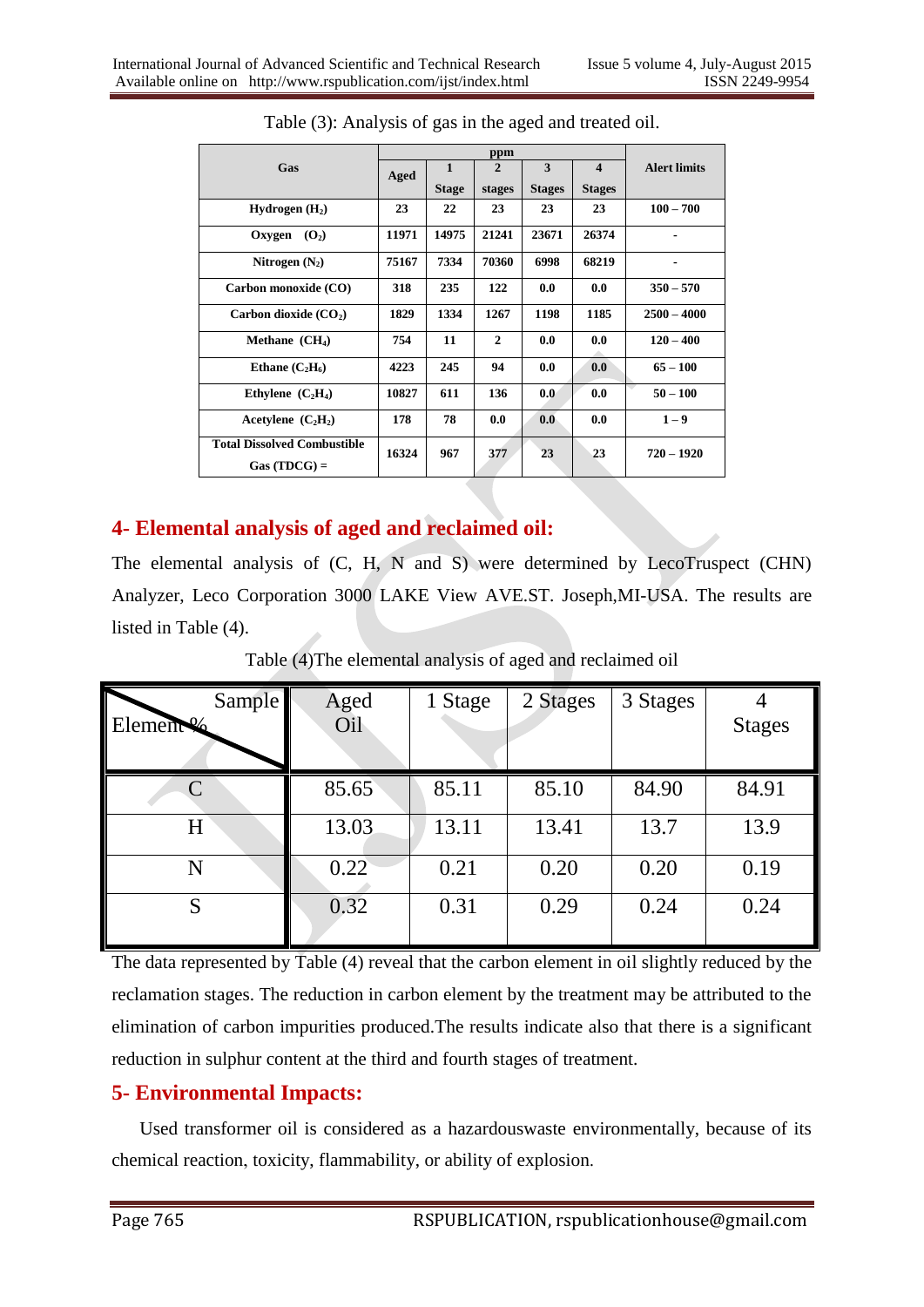Table (3): Analysis of gas in the aged and treated oil.

| Gas | ppm | | | | | Alert limits |
|---|---|---|---|---|---|---|
| | Aged | 1 Stage | 2 stages | 3 Stages | 4 Stages | |
| Hydrogen ($H_2$) | 23 | 22 | 23 | 23 | 23 | 100 – 700 |
| Oxygen ($O_2$) | 11971 | 14975 | 21241 | 23671 | 26374 | - |
| Nitrogen ($N_2$) | 75167 | 7334 | 70360 | 6998 | 68219 | - |
| Carbon monoxide (CO) | 318 | 235 | 122 | 0.0 | 0.0 | 350 – 570 |
| Carbon dioxide ($CO_2$) | 1829 | 1334 | 1267 | 1198 | 1185 | 2500 – 4000 |
| Methane ($CH_4$) | 754 | 11 | 2 | 0.0 | 0.0 | 120 – 400 |
| Ethane ($C_2H_6$) | 4223 | 245 | 94 | 0.0 | 0.0 | 65 – 100 |
| Ethylene ($C_2H_4$) | 10827 | 611 | 136 | 0.0 | 0.0 | 50 – 100 |
| Acetylene ($C_2H_2$) | 178 | 78 | 0.0 | 0.0 | 0.0 | 1 – 9 |
| Total Dissolved Combustible Gas (TDCG) = | 16324 | 967 | 377 | 23 | 23 | 720 – 1920 |

## 4- Elemental analysis of aged and reclaimed oil:

The elemental analysis of (C, H, N and S) were determined by LecoTruspect (CHN) Analyzer, Leco Corporation 3000 LAKE View AVE.ST. Joseph,MI-USA. The results are listed in Table (4).

Table (4)The elemental analysis of aged and reclaimed oil

| Sample / Element % | Aged Oil | 1 Stage | 2 Stages | 3 Stages | 4 Stages |
|---|---|---|---|---|---|
| C | 85.65 | 85.11 | 85.10 | 84.90 | 84.91 |
| H | 13.03 | 13.11 | 13.41 | 13.7 | 13.9 |
| N | 0.22 | 0.21 | 0.20 | 0.20 | 0.19 |
| S | 0.32 | 0.31 | 0.29 | 0.24 | 0.24 |

The data represented by Table (4) reveal that the carbon element in oil slightly reduced by the reclamation stages. The reduction in carbon element by the treatment may be attributed to the elimination of carbon impurities produced.The results indicate also that there is a significant reduction in sulphur content at the third and fourth stages of treatment.

## 5- Environmental Impacts:

Used transformer oil is considered as a hazardouswaste environmentally, because of its chemical reaction, toxicity, flammability, or ability of explosion.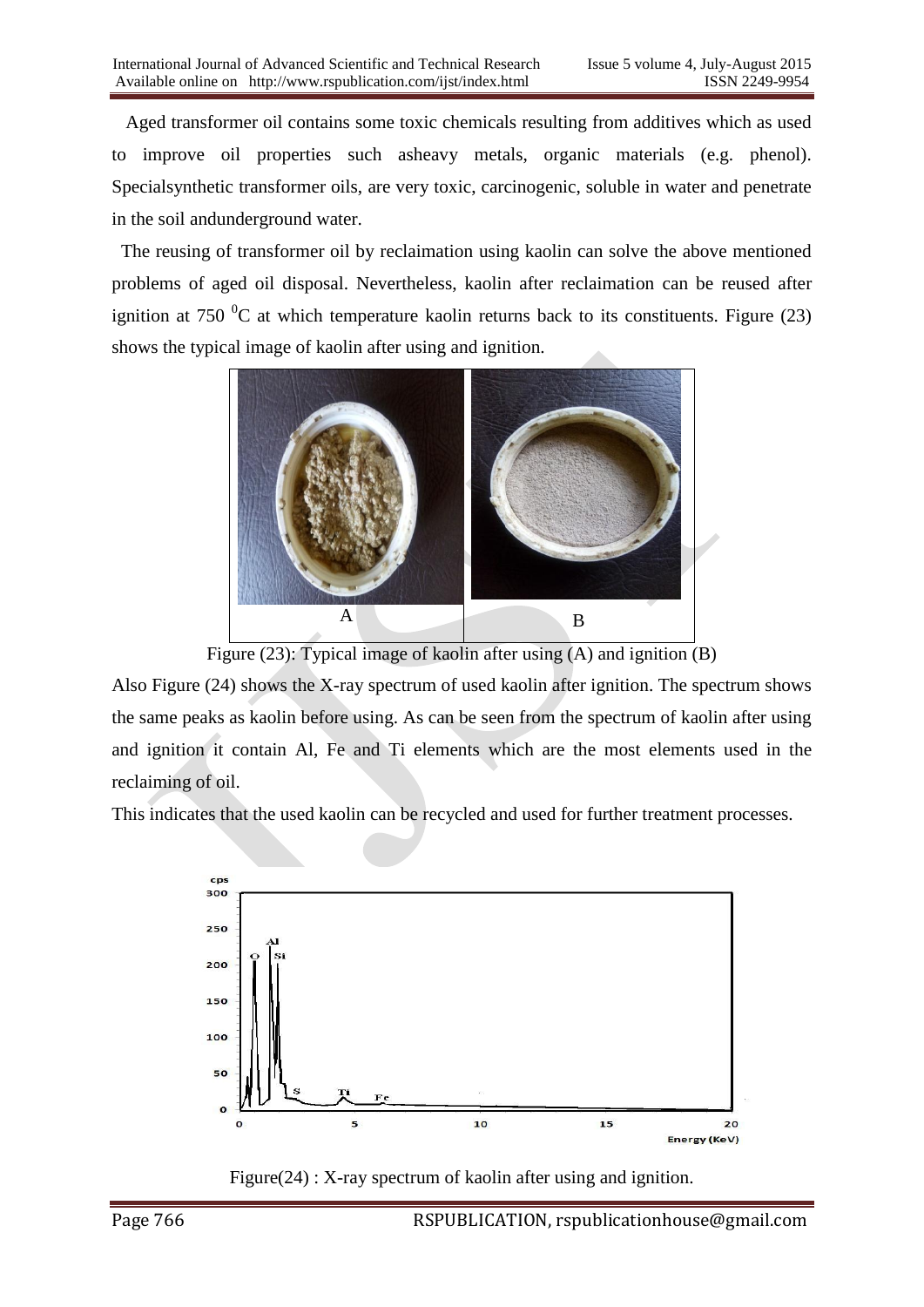Aged transformer oil contains some toxic chemicals resulting from additives which as used to improve oil properties such asheavy metals, organic materials (e.g. phenol). Specialsynthetic transformer oils, are very toxic, carcinogenic, soluble in water and penetrate in the soil andunderground water.

The reusing of transformer oil by reclamation using kaolin can solve the above mentioned problems of aged oil disposal. Nevertheless, kaolin after reclaimation can be reused after ignition at 750 $^0$C at which temperature kaolin returns back to its constituents. Figure (23) shows the typical image of kaolin after using and ignition.

Figure (23): Typical image of kaolin after using (A) and ignition (B)

Also Figure (24) shows the X-ray spectrum of used kaolin after ignition. The spectrum shows the same peaks as kaolin before using. As can be seen from the spectrum of kaolin after using and ignition it contain Al, Fe and Ti elements which are the most elements used in the reclaiming of oil.

This indicates that the used kaolin can be recycled and used for further treatment processes.

Figure(24) : X-ray spectrum of kaolin after using and ignition.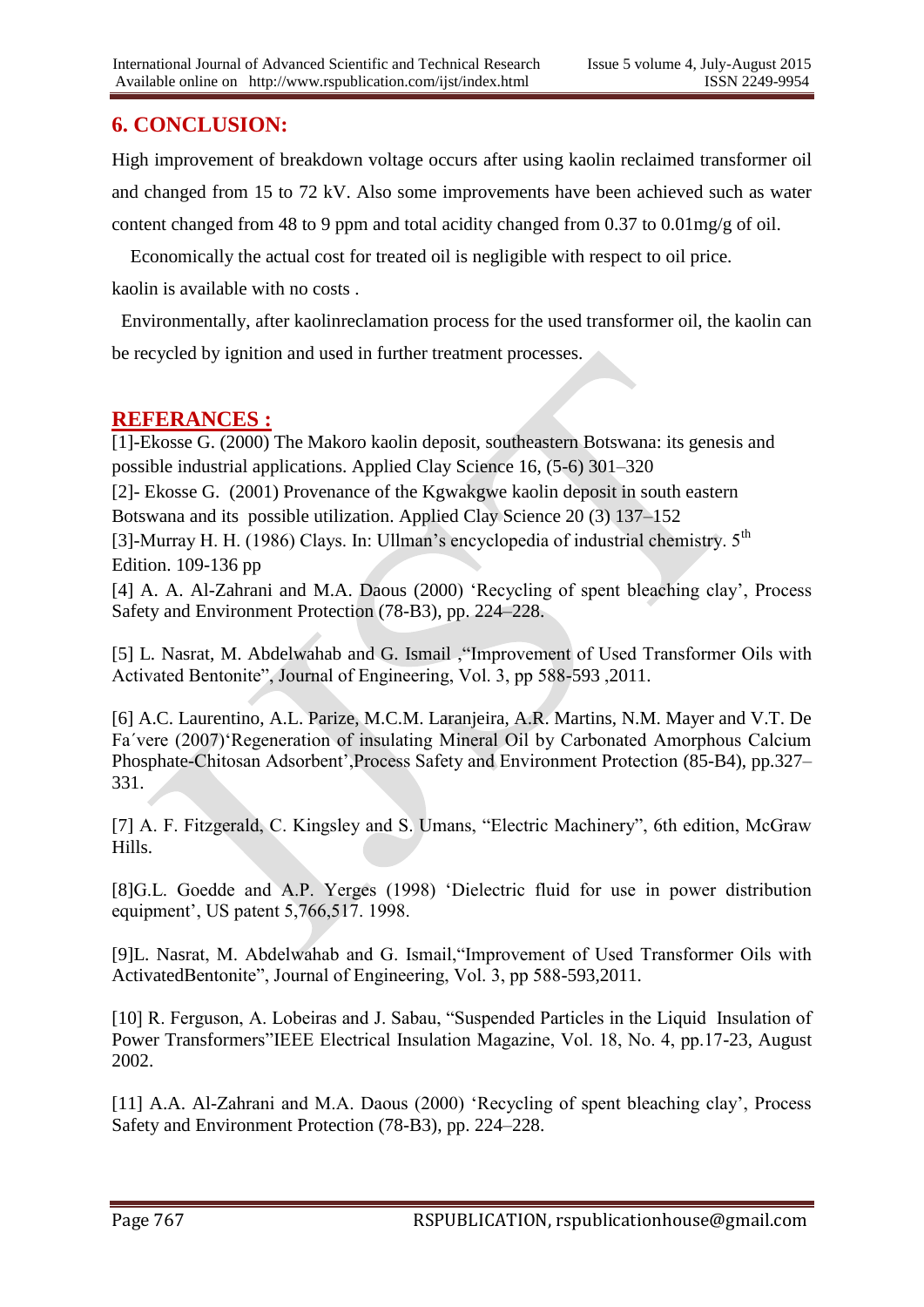## 6. CONCLUSION:

High improvement of breakdown voltage occurs after using kaolin reclaimed transformer oil and changed from 15 to 72 kV. Also some improvements have been achieved such as water content changed from 48 to 9 ppm and total acidity changed from 0.37 to 0.01mg/g of oil.

Economically the actual cost for treated oil is negligible with respect to oil price. kaolin is available with no costs .

Environmentally, after kaolinreclamation process for the used transformer oil, the kaolin can be recycled by ignition and used in further treatment processes.

## REFERANCES :

[1]-Ekosse G. (2000) The Makoro kaolin deposit, southeastern Botswana: its genesis and possible industrial applications. Applied Clay Science 16, (5-6) 301–320

[2]- Ekosse G. (2001) Provenance of the Kgwakgwe kaolin deposit in south eastern Botswana and its possible utilization. Applied Clay Science 20 (3) 137–152

[3]-Murray H. H. (1986) Clays. In: Ullman's encyclopedia of industrial chemistry. 5th Edition. 109-136 pp

[4] A. A. Al-Zahrani and M.A. Daous (2000) 'Recycling of spent bleaching clay', Process Safety and Environment Protection (78-B3), pp. 224–228.

[5] L. Nasrat, M. Abdelwahab and G. Ismail ,"Improvement of Used Transformer Oils with Activated Bentonite", Journal of Engineering, Vol. 3, pp 588-593 ,2011.

[6] A.C. Laurentino, A.L. Parize, M.C.M. Laranjeira, A.R. Martins, N.M. Mayer and V.T. De Fa´vere (2007)'Regeneration of insulating Mineral Oil by Carbonated Amorphous Calcium Phosphate-Chitosan Adsorbent',Process Safety and Environment Protection (85-B4), pp.327–331.

[7] A. F. Fitzgerald, C. Kingsley and S. Umans, "Electric Machinery", 6th edition, McGraw Hills.

[8]G.L. Goedde and A.P. Yerges (1998) 'Dielectric fluid for use in power distribution equipment', US patent 5,766,517. 1998.

[9]L. Nasrat, M. Abdelwahab and G. Ismail,"Improvement of Used Transformer Oils with ActivatedBentonite", Journal of Engineering, Vol. 3, pp 588-593,2011.

[10] R. Ferguson, A. Lobeiras and J. Sabau, "Suspended Particles in the Liquid Insulation of Power Transformers"IEEE Electrical Insulation Magazine, Vol. 18, No. 4, pp.17-23, August 2002.

[11] A.A. Al-Zahrani and M.A. Daous (2000) 'Recycling of spent bleaching clay', Process Safety and Environment Protection (78-B3), pp. 224–228.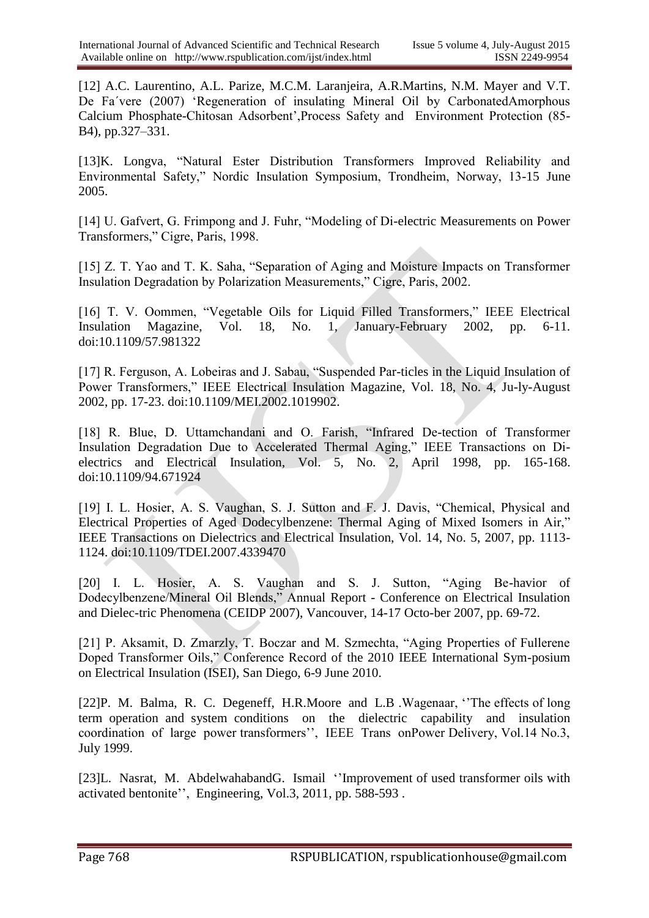[12] A.C. Laurentino, A.L. Parize, M.C.M. Laranjeira, A.R.Martins, N.M. Mayer and V.T. De Fa´vere (2007) 'Regeneration of insulating Mineral Oil by CarbonatedAmorphous Calcium Phosphate-Chitosan Adsorbent',Process Safety and Environment Protection (85-B4), pp.327–331.

[13]K. Longva, "Natural Ester Distribution Transformers Improved Reliability and Environmental Safety," Nordic Insulation Symposium, Trondheim, Norway, 13-15 June 2005.

[14] U. Gafvert, G. Frimpong and J. Fuhr, "Modeling of Di-electric Measurements on Power Transformers," Cigre, Paris, 1998.

[15] Z. T. Yao and T. K. Saha, "Separation of Aging and Moisture Impacts on Transformer Insulation Degradation by Polarization Measurements," Cigre, Paris, 2002.

[16] T. V. Oommen, "Vegetable Oils for Liquid Filled Transformers," IEEE Electrical Insulation Magazine, Vol. 18, No. 1, January-February 2002, pp. 6-11. doi:10.1109/57.981322

[17] R. Ferguson, A. Lobeiras and J. Sabau, "Suspended Par-ticles in the Liquid Insulation of Power Transformers," IEEE Electrical Insulation Magazine, Vol. 18, No. 4, Ju-ly-August 2002, pp. 17-23. doi:10.1109/MEI.2002.1019902.

[18] R. Blue, D. Uttamchandani and O. Farish, "Infrared De-tection of Transformer Insulation Degradation Due to Accelerated Thermal Aging," IEEE Transactions on Di-electrics and Electrical Insulation, Vol. 5, No. 2, April 1998, pp. 165-168. doi:10.1109/94.671924

[19] I. L. Hosier, A. S. Vaughan, S. J. Sutton and F. J. Davis, "Chemical, Physical and Electrical Properties of Aged Dodecylbenzene: Thermal Aging of Mixed Isomers in Air," IEEE Transactions on Dielectrics and Electrical Insulation, Vol. 14, No. 5, 2007, pp. 1113-1124. doi:10.1109/TDEI.2007.4339470

[20] I. L. Hosier, A. S. Vaughan and S. J. Sutton, "Aging Be-havior of Dodecylbenzene/Mineral Oil Blends," Annual Report - Conference on Electrical Insulation and Dielec-tric Phenomena (CEIDP 2007), Vancouver, 14-17 Octo-ber 2007, pp. 69-72.

[21] P. Aksamit, D. Zmarzly, T. Boczar and M. Szmechta, "Aging Properties of Fullerene Doped Transformer Oils," Conference Record of the 2010 IEEE International Sym-posium on Electrical Insulation (ISEI), San Diego, 6-9 June 2010.

[22]P. M. Balma, R. C. Degeneff, H.R.Moore and L.B .Wagenaar, ''The effects of long term operation and system conditions on the dielectric capability and insulation coordination of large power transformers'', IEEE Trans onPower Delivery, Vol.14 No.3, July 1999.

[23]L. Nasrat, M. AbdelwahabandG. Ismail ''Improvement of used transformer oils with activated bentonite'', Engineering, Vol.3, 2011, pp. 588-593 .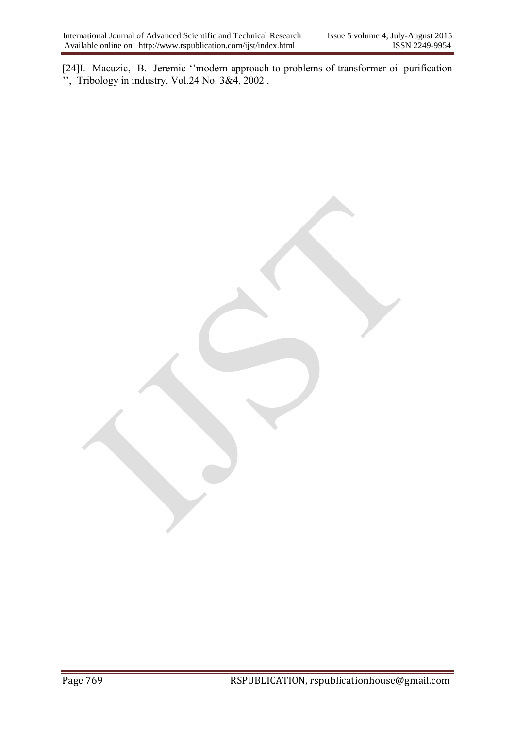[24]I. Macuzic, B. Jeremic ''modern approach to problems of transformer oil purification '', Tribology in industry, Vol.24 No. 3&4, 2002 .